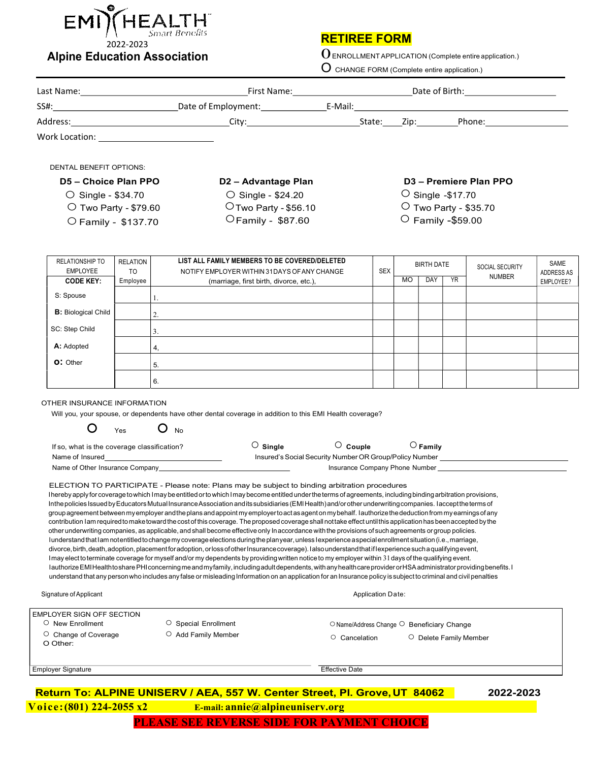EMI HEALTH Smart Benefits

2022-2023

**Alpine Education Association**

## RETIREE FORM

O ENROLLMENT APPLICATION (Complete entire application.)

O CHANGE FORM (Complete entire application.)

Last Name:\_\_\_\_\_\_\_\_\_\_ First Name:\_\_\_\_\_\_\_\_\_\_ Date of Birth:\_\_\_\_\_\_\_\_\_\_

SS#:\_\_\_\_\_\_\_\_\_\_ Date of Employment:\_\_\_\_\_\_\_\_\_\_ E-Mail:\_\_\_\_\_\_\_\_\_\_

Address:\_\_\_\_\_\_\_\_\_\_ City:\_\_\_\_\_\_\_\_\_\_ State:\_\_\_\_ Zip:\_\_\_\_\_\_\_\_ Phone:\_\_\_\_\_\_\_\_\_\_

Work Location: \_\_\_\_\_\_\_\_\_\_

DENTAL BENEFIT OPTIONS:

**D5 – Choice Plan PPO**
- O Single - $34.70
- O Two Party - $79.60
- O Family - $137.70

**D2 – Advantage Plan**
- O Single - $24.20
- O Two Party - $56.10
- O Family - $87.60

**D3 – Premiere Plan PPO**
- O Single -$17.70
- O Two Party - $35.70
- O Family -$59.00

| RELATIONSHIP TO EMPLOYEE **CODE KEY:** | RELATION TO Employee | **LIST ALL FAMILY MEMBERS TO BE COVERED/DELETED** NOTIFY EMPLOYER WITHIN 31 DAYS OF ANY CHANGE (marriage, first birth, divorce, etc.), | SEX | BIRTH DATE MO | DAY | YR | SOCIAL SECURITY NUMBER | SAME ADDRESS AS EMPLOYEE? |
|---|---|---|---|---|---|---|---|---|
| S: Spouse | | 1. | | | | | | |
| **B:** Biological Child | | 2. | | | | | | |
| SC: Step Child | | 3. | | | | | | |
| **A:** Adopted | | 4, | | | | | | |
| **O:** Other | | 5. | | | | | | |
| | | 6. | | | | | | |

OTHER INSURANCE INFORMATION

Will you, your spouse, or dependents have other dental coverage in addition to this EMI Health coverage?

O Yes O No

If so, what is the coverage classification? O **Single** O **Couple** O **Family**

Name of Insured\_\_\_\_\_\_\_\_\_\_ Insured's Social Security Number OR Group/Policy Number \_\_\_\_\_\_\_\_\_\_

Name of Other Insurance Company\_\_\_\_\_\_\_\_\_\_ Insurance Company Phone Number \_\_\_\_\_\_\_\_\_\_

ELECTION TO PARTICIPATE - Please note: Plans may be subject to binding arbitration procedures

I hereby apply for coverage to which I may be entitled or to which I may become entitled under the terms of agreements, including binding arbitration provisions, In the policies Issued by Educators Mutual Insurance Association and its subsidiaries (EMI Health) and/or other underwriting companies. I accept the terms of group agreement between my employer and the plans and appoint my employer to act as agent on my behalf. I authorize the deduction from my earnings of any contribution I am required to make toward the cost of this coverage. The proposed coverage shall not take effect until this application has been accepted by the other underwriting companies, as applicable, and shall become effective only In accordance with the provisions of such agreements or group policies. I understand that I am not entitled to change my coverage elections during the plan year, unless I experience a special enrollment situation (i.e., marriage, divorce, birth, death, adoption, placement for adoption, or loss of other Insurance coverage). I also understand that if I experience such a qualifying event, I may elect to terminate coverage for myself and/or my dependents by providing written notice to my employer within 31 days of the qualifying event. I authorize EMI Health to share PHI concerning me and my family, including adult dependents, with any health care provider or HSA administrator providing benefits. I understand that any person who includes any false or misleading Information on an application for an Insurance policy is subject to criminal and civil penalties

Signature of Applicant Application Date:

EMPLOYER SIGN OFF SECTION

- O New Enrollment
- O Special Enrollment
- O Name/Address Change
- O Beneficiary Change
- O Change of Coverage
- O Add Family Member
- O Cancelation
- O Delete Family Member
- O Other:

Employer Signature Effective Date

**Return To: ALPINE UNISERV / AEA, 557 W. Center Street, Pl. Grove, UT 84062** **2022-2023**

**Voice: (801) 224-2055 x2** **E-mail: annie@alpineuniserv.org**

**PLEASE SEE REVERSE SIDE FOR PAYMENT CHOICE**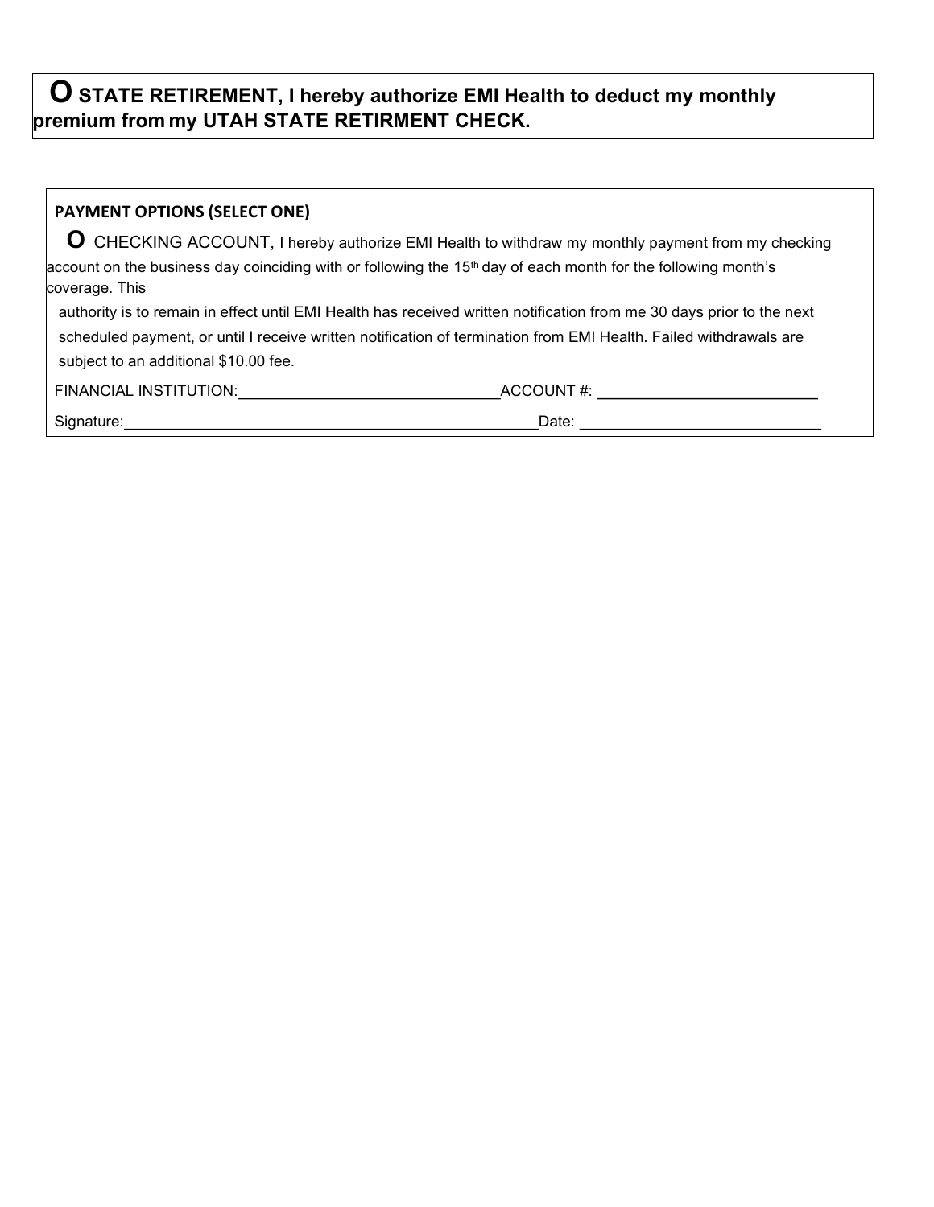**O STATE RETIREMENT, I hereby authorize EMI Health to deduct my monthly premium from my UTAH STATE RETIRMENT CHECK.**

**PAYMENT OPTIONS (SELECT ONE)**

**O** CHECKING ACCOUNT, I hereby authorize EMI Health to withdraw my monthly payment from my checking account on the business day coinciding with or following the 15th day of each month for the following month's coverage. This authority is to remain in effect until EMI Health has received written notification from me 30 days prior to the next scheduled payment, or until I receive written notification of termination from EMI Health. Failed withdrawals are subject to an additional $10.00 fee.

FINANCIAL INSTITUTION:______________________________ ACCOUNT #: __________________________

Signature:_________________________________________________ Date: ____________________________